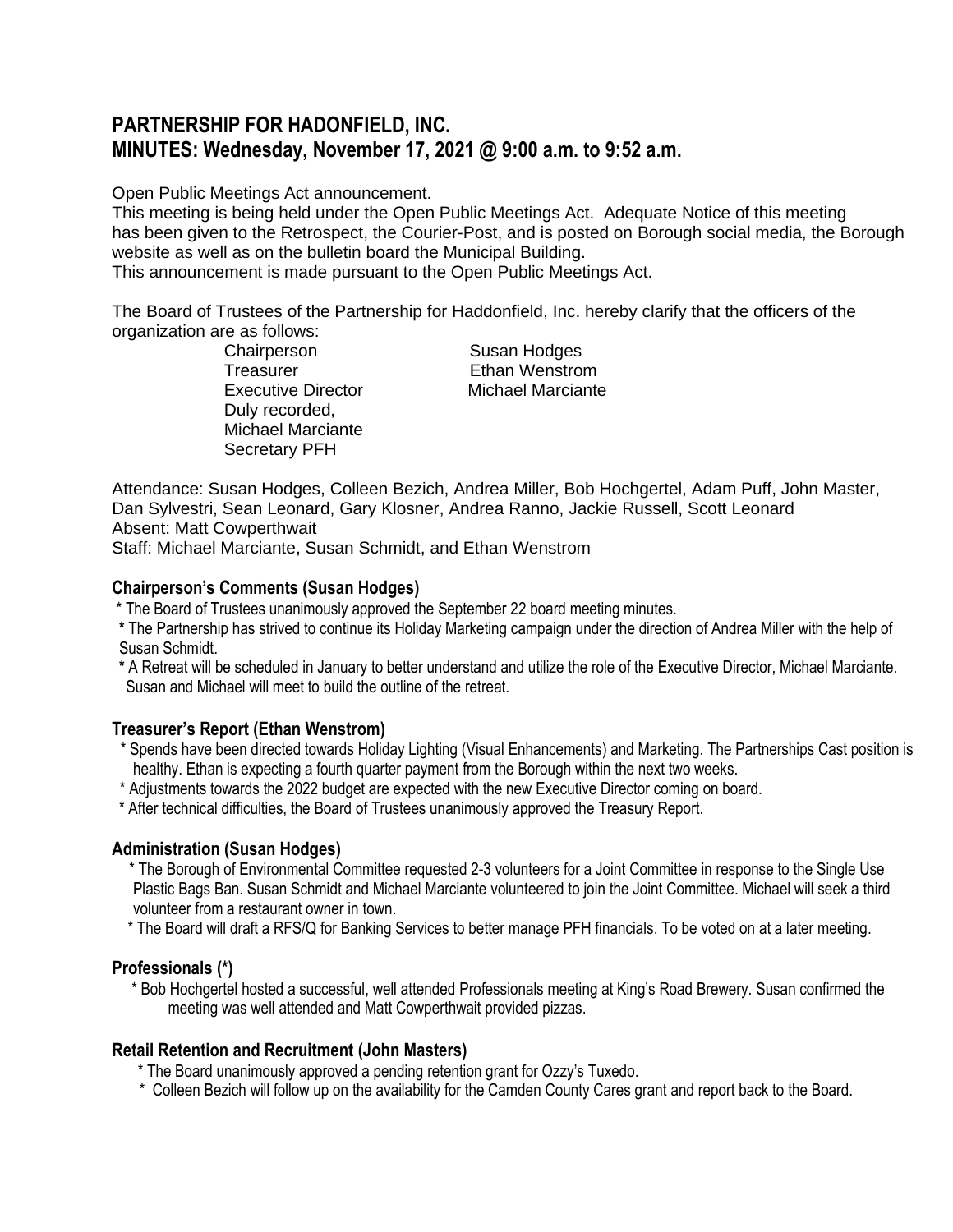# PARTNERSHIP FOR HADONFIELD, INC.
# MINUTES: Wednesday, November 17, 2021 @ 9:00 a.m. to 9:52 a.m.

Open Public Meetings Act announcement.
This meeting is being held under the Open Public Meetings Act. Adequate Notice of this meeting has been given to the Retrospect, the Courier-Post, and is posted on Borough social media, the Borough website as well as on the bulletin board the Municipal Building.
This announcement is made pursuant to the Open Public Meetings Act.

The Board of Trustees of the Partnership for Haddonfield, Inc. hereby clarify that the officers of the organization are as follows:

| | |
|---|---|
| Chairperson | Susan Hodges |
| Treasurer | Ethan Wenstrom |
| Executive Director | Michael Marciante |

Duly recorded,
Michael Marciante
Secretary PFH

Attendance: Susan Hodges, Colleen Bezich, Andrea Miller, Bob Hochgertel, Adam Puff, John Master, Dan Sylvestri, Sean Leonard, Gary Klosner, Andrea Ranno, Jackie Russell, Scott Leonard
Absent: Matt Cowperthwait
Staff: Michael Marciante, Susan Schmidt, and Ethan Wenstrom

### Chairperson's Comments (Susan Hodges)

* The Board of Trustees unanimously approved the September 22 board meeting minutes.
* The Partnership has strived to continue its Holiday Marketing campaign under the direction of Andrea Miller with the help of Susan Schmidt.
* A Retreat will be scheduled in January to better understand and utilize the role of the Executive Director, Michael Marciante. Susan and Michael will meet to build the outline of the retreat.

### Treasurer's Report (Ethan Wenstrom)

* Spends have been directed towards Holiday Lighting (Visual Enhancements) and Marketing. The Partnerships Cast position is healthy. Ethan is expecting a fourth quarter payment from the Borough within the next two weeks.
* Adjustments towards the 2022 budget are expected with the new Executive Director coming on board.
* After technical difficulties, the Board of Trustees unanimously approved the Treasury Report.

### Administration (Susan Hodges)

* The Borough of Environmental Committee requested 2-3 volunteers for a Joint Committee in response to the Single Use Plastic Bags Ban. Susan Schmidt and Michael Marciante volunteered to join the Joint Committee. Michael will seek a third volunteer from a restaurant owner in town.
* The Board will draft a RFS/Q for Banking Services to better manage PFH financials. To be voted on at a later meeting.

### Professionals (*)

* Bob Hochgertel hosted a successful, well attended Professionals meeting at King's Road Brewery. Susan confirmed the meeting was well attended and Matt Cowperthwait provided pizzas.

### Retail Retention and Recruitment (John Masters)

* The Board unanimously approved a pending retention grant for Ozzy's Tuxedo.
* Colleen Bezich will follow up on the availability for the Camden County Cares grant and report back to the Board.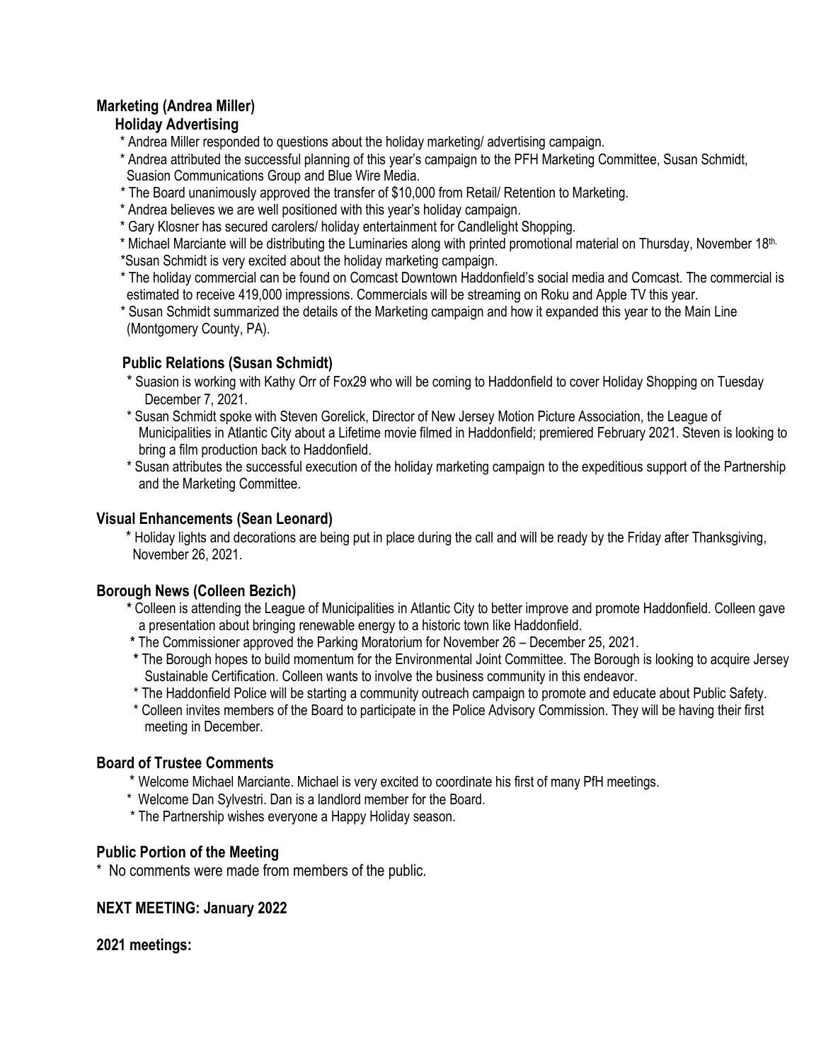## Marketing (Andrea Miller)

### Holiday Advertising

* Andrea Miller responded to questions about the holiday marketing/ advertising campaign.
* Andrea attributed the successful planning of this year's campaign to the PFH Marketing Committee, Susan Schmidt, Suasion Communications Group and Blue Wire Media.
* The Board unanimously approved the transfer of $10,000 from Retail/ Retention to Marketing.
* Andrea believes we are well positioned with this year's holiday campaign.
* Gary Klosner has secured carolers/ holiday entertainment for Candlelight Shopping.
* Michael Marciante will be distributing the Luminaries along with printed promotional material on Thursday, November 18th.
* Susan Schmidt is very excited about the holiday marketing campaign.
* The holiday commercial can be found on Comcast Downtown Haddonfield's social media and Comcast. The commercial is estimated to receive 419,000 impressions. Commercials will be streaming on Roku and Apple TV this year.
* Susan Schmidt summarized the details of the Marketing campaign and how it expanded this year to the Main Line (Montgomery County, PA).

### Public Relations (Susan Schmidt)

* Suasion is working with Kathy Orr of Fox29 who will be coming to Haddonfield to cover Holiday Shopping on Tuesday December 7, 2021.
* Susan Schmidt spoke with Steven Gorelick, Director of New Jersey Motion Picture Association, the League of Municipalities in Atlantic City about a Lifetime movie filmed in Haddonfield; premiered February 2021. Steven is looking to bring a film production back to Haddonfield.
* Susan attributes the successful execution of the holiday marketing campaign to the expeditious support of the Partnership and the Marketing Committee.

## Visual Enhancements (Sean Leonard)

* Holiday lights and decorations are being put in place during the call and will be ready by the Friday after Thanksgiving, November 26, 2021.

## Borough News (Colleen Bezich)

* Colleen is attending the League of Municipalities in Atlantic City to better improve and promote Haddonfield. Colleen gave a presentation about bringing renewable energy to a historic town like Haddonfield.
* The Commissioner approved the Parking Moratorium for November 26 – December 25, 2021.
* The Borough hopes to build momentum for the Environmental Joint Committee. The Borough is looking to acquire Jersey Sustainable Certification. Colleen wants to involve the business community in this endeavor.
* The Haddonfield Police will be starting a community outreach campaign to promote and educate about Public Safety.
* Colleen invites members of the Board to participate in the Police Advisory Commission. They will be having their first meeting in December.

## Board of Trustee Comments

* Welcome Michael Marciante. Michael is very excited to coordinate his first of many PfH meetings.
* Welcome Dan Sylvestri. Dan is a landlord member for the Board.
* The Partnership wishes everyone a Happy Holiday season.

## Public Portion of the Meeting

* No comments were made from members of the public.

## NEXT MEETING: January 2022

## 2021 meetings: